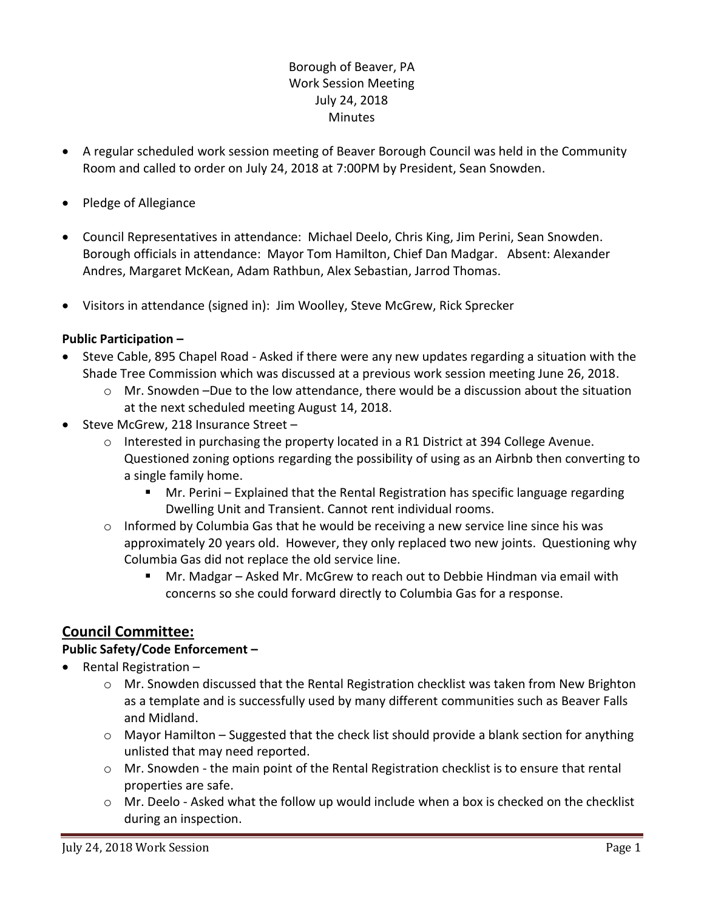Borough of Beaver, PA
Work Session Meeting
July 24, 2018
Minutes

- A regular scheduled work session meeting of Beaver Borough Council was held in the Community Room and called to order on July 24, 2018 at 7:00PM by President, Sean Snowden.
- Pledge of Allegiance
- Council Representatives in attendance: Michael Deelo, Chris King, Jim Perini, Sean Snowden. Borough officials in attendance: Mayor Tom Hamilton, Chief Dan Madgar. Absent: Alexander Andres, Margaret McKean, Adam Rathbun, Alex Sebastian, Jarrod Thomas.
- Visitors in attendance (signed in): Jim Woolley, Steve McGrew, Rick Sprecker

**Public Participation –**

- Steve Cable, 895 Chapel Road - Asked if there were any new updates regarding a situation with the Shade Tree Commission which was discussed at a previous work session meeting June 26, 2018.
    - Mr. Snowden –Due to the low attendance, there would be a discussion about the situation at the next scheduled meeting August 14, 2018.
- Steve McGrew, 218 Insurance Street –
    - Interested in purchasing the property located in a R1 District at 394 College Avenue. Questioned zoning options regarding the possibility of using as an Airbnb then converting to a single family home.
        - Mr. Perini – Explained that the Rental Registration has specific language regarding Dwelling Unit and Transient. Cannot rent individual rooms.
    - Informed by Columbia Gas that he would be receiving a new service line since his was approximately 20 years old. However, they only replaced two new joints. Questioning why Columbia Gas did not replace the old service line.
        - Mr. Madgar – Asked Mr. McGrew to reach out to Debbie Hindman via email with concerns so she could forward directly to Columbia Gas for a response.

## Council Committee:

**Public Safety/Code Enforcement –**

- Rental Registration –
    - Mr. Snowden discussed that the Rental Registration checklist was taken from New Brighton as a template and is successfully used by many different communities such as Beaver Falls and Midland.
    - Mayor Hamilton – Suggested that the check list should provide a blank section for anything unlisted that may need reported.
    - Mr. Snowden - the main point of the Rental Registration checklist is to ensure that rental properties are safe.
    - Mr. Deelo - Asked what the follow up would include when a box is checked on the checklist during an inspection.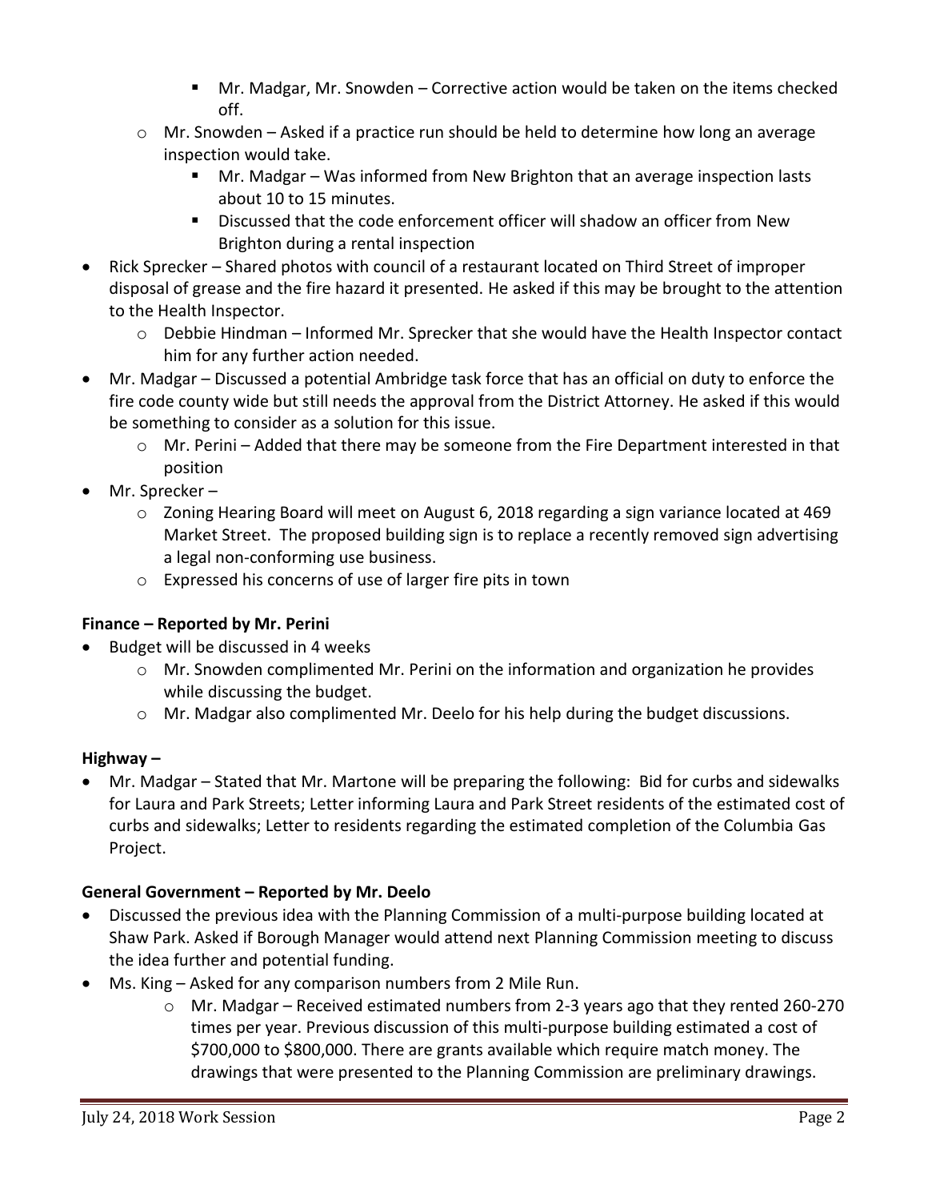- Mr. Madgar, Mr. Snowden – Corrective action would be taken on the items checked off.
    - Mr. Snowden – Asked if a practice run should be held to determine how long an average inspection would take.
        - Mr. Madgar – Was informed from New Brighton that an average inspection lasts about 10 to 15 minutes.
        - Discussed that the code enforcement officer will shadow an officer from New Brighton during a rental inspection
- Rick Sprecker – Shared photos with council of a restaurant located on Third Street of improper disposal of grease and the fire hazard it presented. He asked if this may be brought to the attention to the Health Inspector.
    - Debbie Hindman – Informed Mr. Sprecker that she would have the Health Inspector contact him for any further action needed.
- Mr. Madgar – Discussed a potential Ambridge task force that has an official on duty to enforce the fire code county wide but still needs the approval from the District Attorney. He asked if this would be something to consider as a solution for this issue.
    - Mr. Perini – Added that there may be someone from the Fire Department interested in that position
- Mr. Sprecker –
    - Zoning Hearing Board will meet on August 6, 2018 regarding a sign variance located at 469 Market Street. The proposed building sign is to replace a recently removed sign advertising a legal non-conforming use business.
    - Expressed his concerns of use of larger fire pits in town

**Finance – Reported by Mr. Perini**

- Budget will be discussed in 4 weeks
    - Mr. Snowden complimented Mr. Perini on the information and organization he provides while discussing the budget.
    - Mr. Madgar also complimented Mr. Deelo for his help during the budget discussions.

**Highway –**

- Mr. Madgar – Stated that Mr. Martone will be preparing the following: Bid for curbs and sidewalks for Laura and Park Streets; Letter informing Laura and Park Street residents of the estimated cost of curbs and sidewalks; Letter to residents regarding the estimated completion of the Columbia Gas Project.

**General Government – Reported by Mr. Deelo**

- Discussed the previous idea with the Planning Commission of a multi-purpose building located at Shaw Park. Asked if Borough Manager would attend next Planning Commission meeting to discuss the idea further and potential funding.
- Ms. King – Asked for any comparison numbers from 2 Mile Run.
    - Mr. Madgar – Received estimated numbers from 2-3 years ago that they rented 260-270 times per year. Previous discussion of this multi-purpose building estimated a cost of $700,000 to $800,000. There are grants available which require match money. The drawings that were presented to the Planning Commission are preliminary drawings.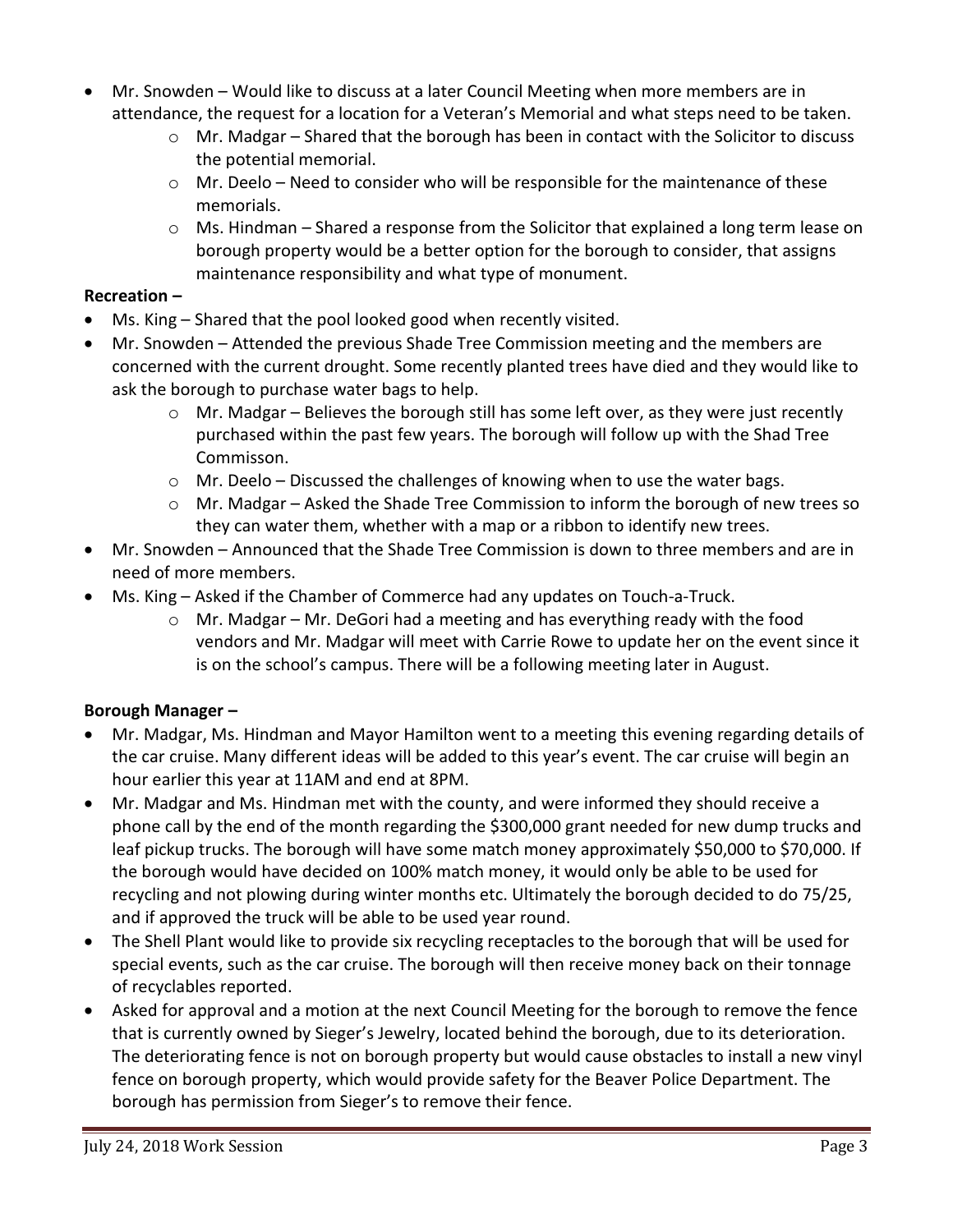- Mr. Snowden – Would like to discuss at a later Council Meeting when more members are in attendance, the request for a location for a Veteran's Memorial and what steps need to be taken.
  - Mr. Madgar – Shared that the borough has been in contact with the Solicitor to discuss the potential memorial.
  - Mr. Deelo – Need to consider who will be responsible for the maintenance of these memorials.
  - Ms. Hindman – Shared a response from the Solicitor that explained a long term lease on borough property would be a better option for the borough to consider, that assigns maintenance responsibility and what type of monument.

**Recreation –**

- Ms. King – Shared that the pool looked good when recently visited.
- Mr. Snowden – Attended the previous Shade Tree Commission meeting and the members are concerned with the current drought. Some recently planted trees have died and they would like to ask the borough to purchase water bags to help.
  - Mr. Madgar – Believes the borough still has some left over, as they were just recently purchased within the past few years. The borough will follow up with the Shad Tree Commisson.
  - Mr. Deelo – Discussed the challenges of knowing when to use the water bags.
  - Mr. Madgar – Asked the Shade Tree Commission to inform the borough of new trees so they can water them, whether with a map or a ribbon to identify new trees.
- Mr. Snowden – Announced that the Shade Tree Commission is down to three members and are in need of more members.
- Ms. King – Asked if the Chamber of Commerce had any updates on Touch-a-Truck.
  - Mr. Madgar – Mr. DeGori had a meeting and has everything ready with the food vendors and Mr. Madgar will meet with Carrie Rowe to update her on the event since it is on the school's campus. There will be a following meeting later in August.

**Borough Manager –**

- Mr. Madgar, Ms. Hindman and Mayor Hamilton went to a meeting this evening regarding details of the car cruise. Many different ideas will be added to this year's event. The car cruise will begin an hour earlier this year at 11AM and end at 8PM.
- Mr. Madgar and Ms. Hindman met with the county, and were informed they should receive a phone call by the end of the month regarding the $300,000 grant needed for new dump trucks and leaf pickup trucks. The borough will have some match money approximately $50,000 to $70,000. If the borough would have decided on 100% match money, it would only be able to be used for recycling and not plowing during winter months etc. Ultimately the borough decided to do 75/25, and if approved the truck will be able to be used year round.
- The Shell Plant would like to provide six recycling receptacles to the borough that will be used for special events, such as the car cruise. The borough will then receive money back on their tonnage of recyclables reported.
- Asked for approval and a motion at the next Council Meeting for the borough to remove the fence that is currently owned by Sieger's Jewelry, located behind the borough, due to its deterioration. The deteriorating fence is not on borough property but would cause obstacles to install a new vinyl fence on borough property, which would provide safety for the Beaver Police Department. The borough has permission from Sieger's to remove their fence.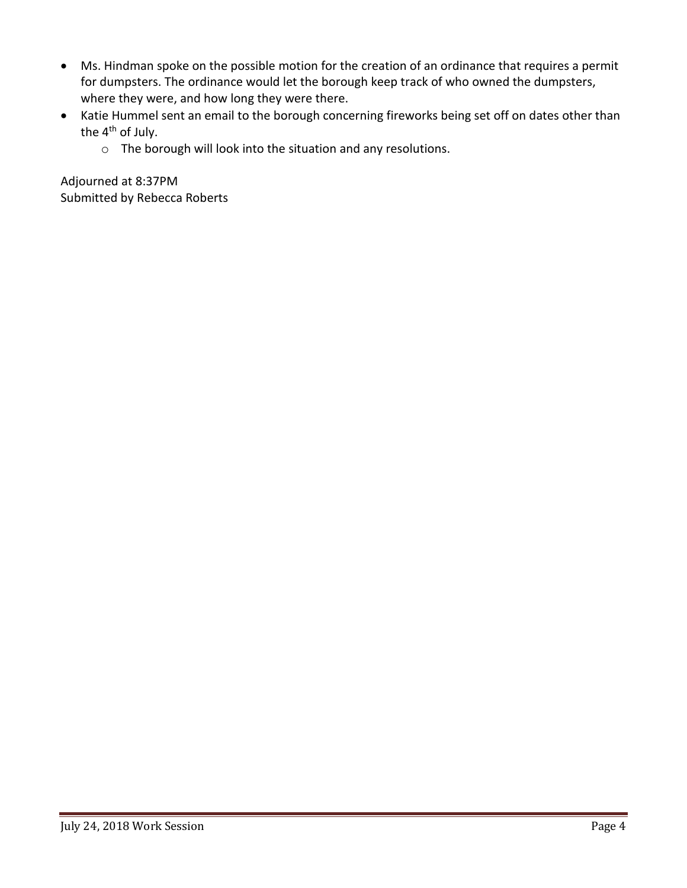- Ms. Hindman spoke on the possible motion for the creation of an ordinance that requires a permit for dumpsters. The ordinance would let the borough keep track of who owned the dumpsters, where they were, and how long they were there.
- Katie Hummel sent an email to the borough concerning fireworks being set off on dates other than the 4th of July.
    - The borough will look into the situation and any resolutions.

Adjourned at 8:37PM
Submitted by Rebecca Roberts